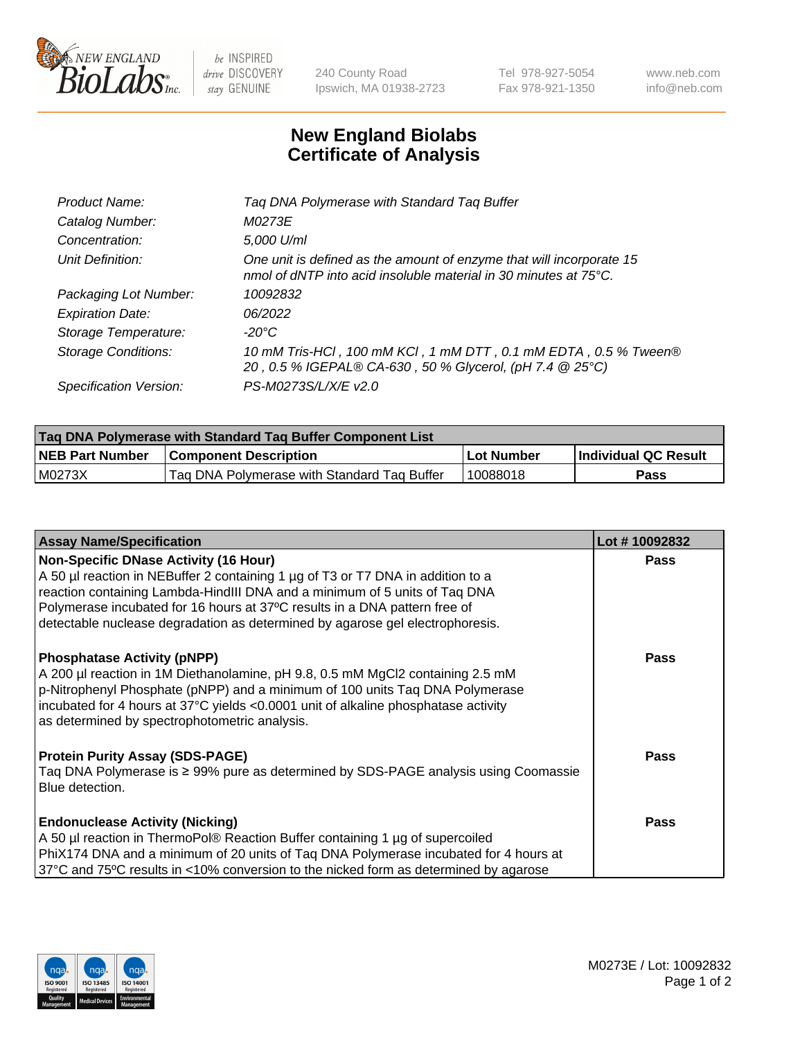# New England Biolabs Certificate of Analysis

| | |
|---|---|
| *Product Name:* | *Taq DNA Polymerase with Standard Taq Buffer* |
| *Catalog Number:* | *M0273E* |
| *Concentration:* | *5,000 U/ml* |
| *Unit Definition:* | *One unit is defined as the amount of enzyme that will incorporate 15 nmol of dNTP into acid insoluble material in 30 minutes at 75°C.* |
| *Packaging Lot Number:* | *10092832* |
| *Expiration Date:* | *06/2022* |
| *Storage Temperature:* | *-20°C* |
| *Storage Conditions:* | *10 mM Tris-HCl , 100 mM KCl , 1 mM DTT , 0.1 mM EDTA , 0.5 % Tween® 20 , 0.5 % IGEPAL® CA-630 , 50 % Glycerol, (pH 7.4 @ 25°C)* |
| *Specification Version:* | *PS-M0273S/L/X/E v2.0* |

**Taq DNA Polymerase with Standard Taq Buffer Component List**

| NEB Part Number | Component Description | Lot Number | Individual QC Result |
|---|---|---|---|
| M0273X | Taq DNA Polymerase with Standard Taq Buffer | 10088018 | Pass |

| Assay Name/Specification | Lot # 10092832 |
|---|---|
| **Non-Specific DNase Activity (16 Hour)**<br>A 50 µl reaction in NEBuffer 2 containing 1 µg of T3 or T7 DNA in addition to a reaction containing Lambda-HindIII DNA and a minimum of 5 units of Taq DNA Polymerase incubated for 16 hours at 37ºC results in a DNA pattern free of detectable nuclease degradation as determined by agarose gel electrophoresis. | Pass |
| **Phosphatase Activity (pNPP)**<br>A 200 µl reaction in 1M Diethanolamine, pH 9.8, 0.5 mM $MgCl_2$ containing 2.5 mM p-Nitrophenyl Phosphate (pNPP) and a minimum of 100 units Taq DNA Polymerase incubated for 4 hours at 37°C yields <0.0001 unit of alkaline phosphatase activity as determined by spectrophotometric analysis. | Pass |
| **Protein Purity Assay (SDS-PAGE)**<br>Taq DNA Polymerase is ≥ 99% pure as determined by SDS-PAGE analysis using Coomassie Blue detection. | Pass |
| **Endonuclease Activity (Nicking)**<br>A 50 µl reaction in ThermoPol® Reaction Buffer containing 1 µg of supercoiled PhiX174 DNA and a minimum of 20 units of Taq DNA Polymerase incubated for 4 hours at 37°C and 75ºC results in <10% conversion to the nicked form as determined by agarose | Pass |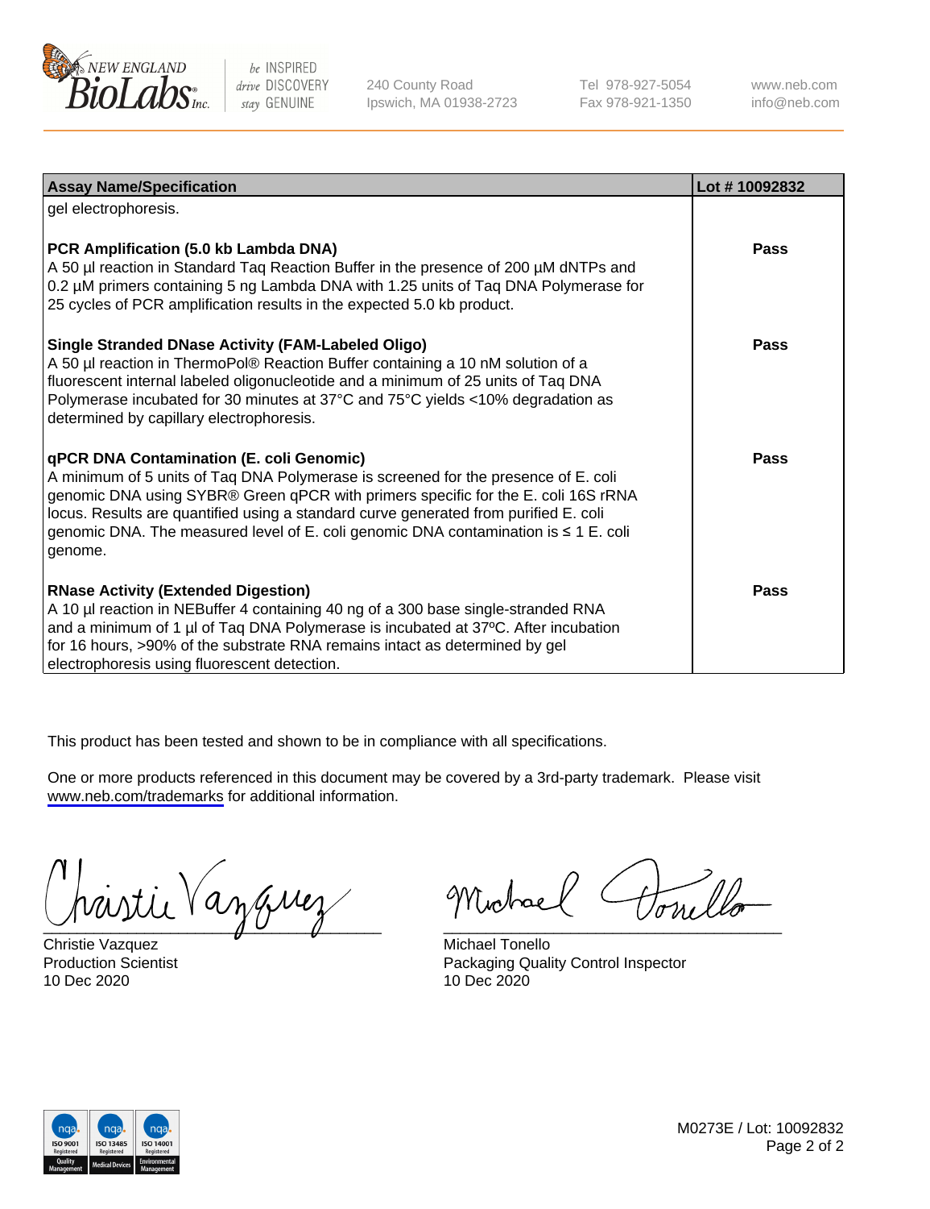| Assay Name/Specification | Lot # 10092832 |
| --- | --- |
| gel electrophoresis. | |
| **PCR Amplification (5.0 kb Lambda DNA)**<br>A 50 µl reaction in Standard Taq Reaction Buffer in the presence of 200 µM dNTPs and 0.2 µM primers containing 5 ng Lambda DNA with 1.25 units of Taq DNA Polymerase for 25 cycles of PCR amplification results in the expected 5.0 kb product. | Pass |
| **Single Stranded DNase Activity (FAM-Labeled Oligo)**<br>A 50 µl reaction in ThermoPol® Reaction Buffer containing a 10 nM solution of a fluorescent internal labeled oligonucleotide and a minimum of 25 units of Taq DNA Polymerase incubated for 30 minutes at 37°C and 75°C yields <10% degradation as determined by capillary electrophoresis. | Pass |
| **qPCR DNA Contamination (E. coli Genomic)**<br>A minimum of 5 units of Taq DNA Polymerase is screened for the presence of E. coli genomic DNA using SYBR® Green qPCR with primers specific for the E. coli 16S rRNA locus. Results are quantified using a standard curve generated from purified E. coli genomic DNA. The measured level of E. coli genomic DNA contamination is ≤ 1 E. coli genome. | Pass |
| **RNase Activity (Extended Digestion)**<br>A 10 µl reaction in NEBuffer 4 containing 40 ng of a 300 base single-stranded RNA and a minimum of 1 µl of Taq DNA Polymerase is incubated at 37ºC. After incubation for 16 hours, >90% of the substrate RNA remains intact as determined by gel electrophoresis using fluorescent detection. | Pass |

This product has been tested and shown to be in compliance with all specifications.

One or more products referenced in this document may be covered by a 3rd-party trademark. Please visit www.neb.com/trademarks for additional information.

Christie Vazquez
Production Scientist
10 Dec 2020

Michael Tonello
Packaging Quality Control Inspector
10 Dec 2020

M0273E / Lot: 10092832